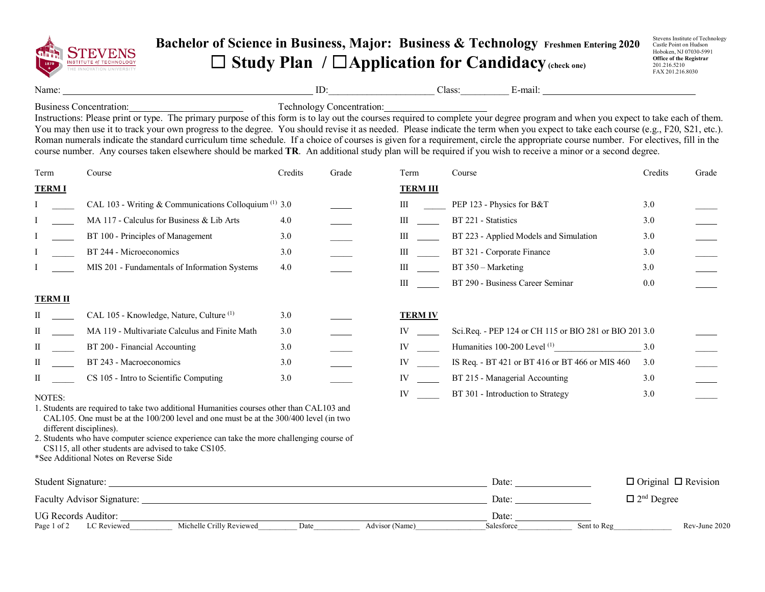# Bachelor of Science in Business, Major: Business & Technology Freshmen Entering 2020

## ☐ Study Plan / ☐ Application for Candidacy (check one)

Stevens Institute of Technology
Castle Point on Hudson
Hoboken, NJ 07030-5991
**Office of the Registrar**
201.216.5210
FAX 201.216.8030

Name: ______________________ ID: __________ Class: _______ E-mail: ______________

Business Concentration: ______________ Technology Concentration: ______________

Instructions: Please print or type. The primary purpose of this form is to lay out the courses required to complete your degree program and when you expect to take each of them. You may then use it to track your own progress to the degree. You should revise it as needed. Please indicate the term when you expect to take each course (e.g., F20, S21, etc.). Roman numerals indicate the standard curriculum time schedule. If a choice of courses is given for a requirement, circle the appropriate course number. For electives, fill in the course number. Any courses taken elsewhere should be marked **TR**. An additional study plan will be required if you wish to receive a minor or a second degree.

| Term | | Course | Credits | Grade |
|---|---|---|---|---|
| **TERM I** | | | | |
| I | _____ | CAL 103 - Writing & Communications Colloquium [1] | 3.0 | _____ |
| I | _____ | MA 117 - Calculus for Business & Lib Arts | 4.0 | _____ |
| I | _____ | BT 100 - Principles of Management | 3.0 | _____ |
| I | _____ | BT 244 - Microeconomics | 3.0 | _____ |
| I | _____ | MIS 201 - Fundamentals of Information Systems | 4.0 | _____ |
| **TERM II** | | | | |
| II | _____ | CAL 105 - Knowledge, Nature, Culture [1] | 3.0 | _____ |
| II | _____ | MA 119 - Multivariate Calculus and Finite Math | 3.0 | _____ |
| II | _____ | BT 200 - Financial Accounting | 3.0 | _____ |
| II | _____ | BT 243 - Macroeconomics | 3.0 | _____ |
| II | _____ | CS 105 - Intro to Scientific Computing | 3.0 | _____ |
| **TERM III** | | | | |
| III | _____ | PEP 123 - Physics for B&T | 3.0 | _____ |
| III | _____ | BT 221 - Statistics | 3.0 | _____ |
| III | _____ | BT 223 - Applied Models and Simulation | 3.0 | _____ |
| III | _____ | BT 321 - Corporate Finance | 3.0 | _____ |
| III | _____ | BT 350 – Marketing | 3.0 | _____ |
| III | _____ | BT 290 - Business Career Seminar | 0.0 | _____ |
| **TERM IV** | | | | |
| IV | _____ | Sci.Req. - PEP 124 or CH 115 or BIO 281 or BIO 201 | 3.0 | _____ |
| IV | _____ | Humanities 100-200 Level [1] ______________ | 3.0 | _____ |
| IV | _____ | IS Req. - BT 421 or BT 416 or BT 466 or MIS 460 | 3.0 | _____ |
| IV | _____ | BT 215 - Managerial Accounting | 3.0 | _____ |
| IV | _____ | BT 301 - Introduction to Strategy | 3.0 | _____ |

NOTES:
1. Students are required to take two additional Humanities courses other than CAL103 and CAL105. One must be at the 100/200 level and one must be at the 300/400 level (in two different disciplines).
2. Students who have computer science experience can take the more challenging course of CS115, all other students are advised to take CS105.

*See Additional Notes on Reverse Side

Student Signature: ______________________ Date: __________ ☐ Original ☐ Revision

Faculty Advisor Signature: ______________________ Date: __________ ☐ 2nd Degree

UG Records Auditor: ______________________ Date: __________

LC Reviewed________ Michelle Crilly Reviewed________ Date________ Advisor (Name)____________ Salesforce__________ Sent to Reg__________ Rev-June 2020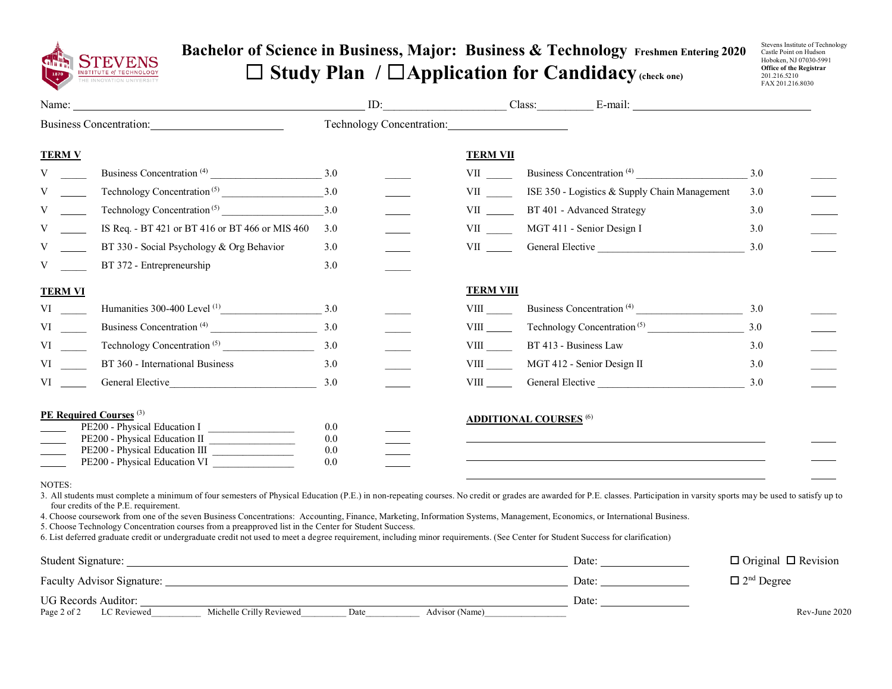# Bachelor of Science in Business, Major: Business & Technology Freshmen Entering 2020

## ☐ Study Plan / ☐ Application for Candidacy (check one)

Stevens Institute of Technology
Castle Point on Hudson
Hoboken, NJ 07030-5991
**Office of the Registrar**
201.216.5210
FAX 201.216.8030

Name: ______________________ ID: ______________ Class: ________ E-mail: ______________________

Business Concentration: ______________________ Technology Concentration: ______________________

### TERM V

| | | | Credits | |
|---|---|---|---|---|
| V | _____ | Business Concentration [4] ______________ | 3.0 | _____ |
| V | _____ | Technology Concentration [5] ______________ | 3.0 | _____ |
| V | _____ | Technology Concentration [5] ______________ | 3.0 | _____ |
| V | _____ | IS Req. - BT 421 or BT 416 or BT 466 or MIS 460 | 3.0 | _____ |
| V | _____ | BT 330 - Social Psychology & Org Behavior | 3.0 | _____ |
| V | _____ | BT 372 - Entrepreneurship | 3.0 | _____ |

### TERM VI

| | | | Credits | |
|---|---|---|---|---|
| VI | _____ | Humanities 300-400 Level [1] ______________ | 3.0 | _____ |
| VI | _____ | Business Concentration [4] ______________ | 3.0 | _____ |
| VI | _____ | Technology Concentration [5] ______________ | 3.0 | _____ |
| VI | _____ | BT 360 - International Business | 3.0 | _____ |
| VI | _____ | General Elective ______________ | 3.0 | _____ |

### TERM VII

| | | | Credits | |
|---|---|---|---|---|
| VII | _____ | Business Concentration [4] ______________ | 3.0 | _____ |
| VII | _____ | ISE 350 - Logistics & Supply Chain Management | 3.0 | _____ |
| VII | _____ | BT 401 - Advanced Strategy | 3.0 | _____ |
| VII | _____ | MGT 411 - Senior Design I | 3.0 | _____ |
| VII | _____ | General Elective ______________ | 3.0 | _____ |

### TERM VIII

| | | | Credits | |
|---|---|---|---|---|
| VIII | _____ | Business Concentration [4] ______________ | 3.0 | _____ |
| VIII | _____ | Technology Concentration [5] ______________ | 3.0 | _____ |
| VIII | _____ | BT 413 - Business Law | 3.0 | _____ |
| VIII | _____ | MGT 412 - Senior Design II | 3.0 | _____ |
| VIII | _____ | General Elective ______________ | 3.0 | _____ |

### PE Required Courses [3]

| | | Credits | |
|---|---|---|---|
| _____ | PE200 - Physical Education I ______________ | 0.0 | _____ |
| _____ | PE200 - Physical Education II ______________ | 0.0 | _____ |
| _____ | PE200 - Physical Education III ______________ | 0.0 | _____ |
| _____ | PE200 - Physical Education VI ______________ | 0.0 | _____ |

### ADDITIONAL COURSES [6]

______________________________________ _____

______________________________________ _____

______________________________________ _____

NOTES:

3. All students must complete a minimum of four semesters of Physical Education (P.E.) in non-repeating courses. No credit or grades are awarded for P.E. classes. Participation in varsity sports may be used to satisfy up to four credits of the P.E. requirement.
4. Choose coursework from one of the seven Business Concentrations: Accounting, Finance, Marketing, Information Systems, Management, Economics, or International Business.
5. Choose Technology Concentration courses from a preapproved list in the Center for Student Success.
6. List deferred graduate credit or undergraduate credit not used to meet a degree requirement, including minor requirements. (See Center for Student Success for clarification)

Student Signature: ______________________________ Date: ____________ ☐ Original ☐ Revision

Faculty Advisor Signature: ______________________________ Date: ____________ ☐ 2nd Degree

UG Records Auditor: ______________________________ Date: ____________

LC Reviewed__________ Michelle Crilly Reviewed_________ Date___________ Advisor (Name)_________________

Rev-June 2020